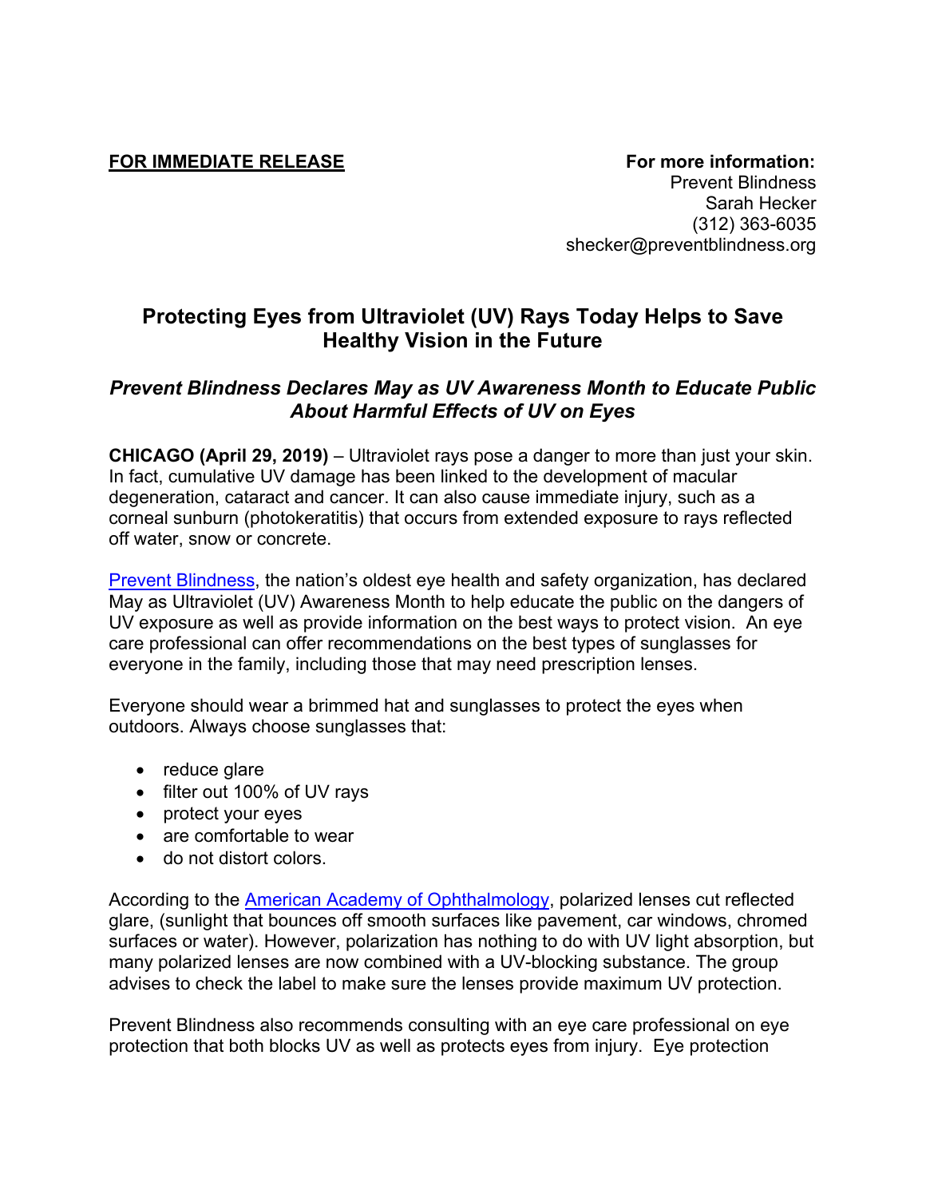**FOR IMMEDIATE RELEASE**

**For more information:**
Prevent Blindness
Sarah Hecker
(312) 363-6035
shecker@preventblindness.org

# Protecting Eyes from Ultraviolet (UV) Rays Today Helps to Save Healthy Vision in the Future

## *Prevent Blindness Declares May as UV Awareness Month to Educate Public About Harmful Effects of UV on Eyes*

**CHICAGO (April 29, 2019)** – Ultraviolet rays pose a danger to more than just your skin. In fact, cumulative UV damage has been linked to the development of macular degeneration, cataract and cancer. It can also cause immediate injury, such as a corneal sunburn (photokeratitis) that occurs from extended exposure to rays reflected off water, snow or concrete.

Prevent Blindness, the nation's oldest eye health and safety organization, has declared May as Ultraviolet (UV) Awareness Month to help educate the public on the dangers of UV exposure as well as provide information on the best ways to protect vision. An eye care professional can offer recommendations on the best types of sunglasses for everyone in the family, including those that may need prescription lenses.

Everyone should wear a brimmed hat and sunglasses to protect the eyes when outdoors. Always choose sunglasses that:

- reduce glare
- filter out 100% of UV rays
- protect your eyes
- are comfortable to wear
- do not distort colors.

According to the American Academy of Ophthalmology, polarized lenses cut reflected glare, (sunlight that bounces off smooth surfaces like pavement, car windows, chromed surfaces or water). However, polarization has nothing to do with UV light absorption, but many polarized lenses are now combined with a UV-blocking substance. The group advises to check the label to make sure the lenses provide maximum UV protection.

Prevent Blindness also recommends consulting with an eye care professional on eye protection that both blocks UV as well as protects eyes from injury. Eye protection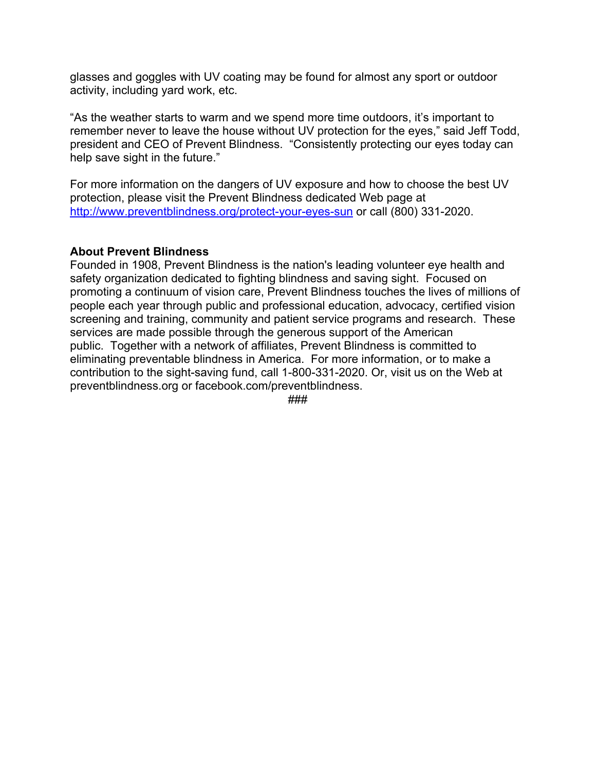glasses and goggles with UV coating may be found for almost any sport or outdoor activity, including yard work, etc.

"As the weather starts to warm and we spend more time outdoors, it's important to remember never to leave the house without UV protection for the eyes," said Jeff Todd, president and CEO of Prevent Blindness. "Consistently protecting our eyes today can help save sight in the future."

For more information on the dangers of UV exposure and how to choose the best UV protection, please visit the Prevent Blindness dedicated Web page at [http://www.preventblindness.org/protect-your-eyes-sun](http://www.preventblindness.org/protect-your-eyes-sun) or call (800) 331-2020.

**About Prevent Blindness**

Founded in 1908, Prevent Blindness is the nation's leading volunteer eye health and safety organization dedicated to fighting blindness and saving sight. Focused on promoting a continuum of vision care, Prevent Blindness touches the lives of millions of people each year through public and professional education, advocacy, certified vision screening and training, community and patient service programs and research. These services are made possible through the generous support of the American public. Together with a network of affiliates, Prevent Blindness is committed to eliminating preventable blindness in America. For more information, or to make a contribution to the sight-saving fund, call 1-800-331-2020. Or, visit us on the Web at preventblindness.org or facebook.com/preventblindness.

###